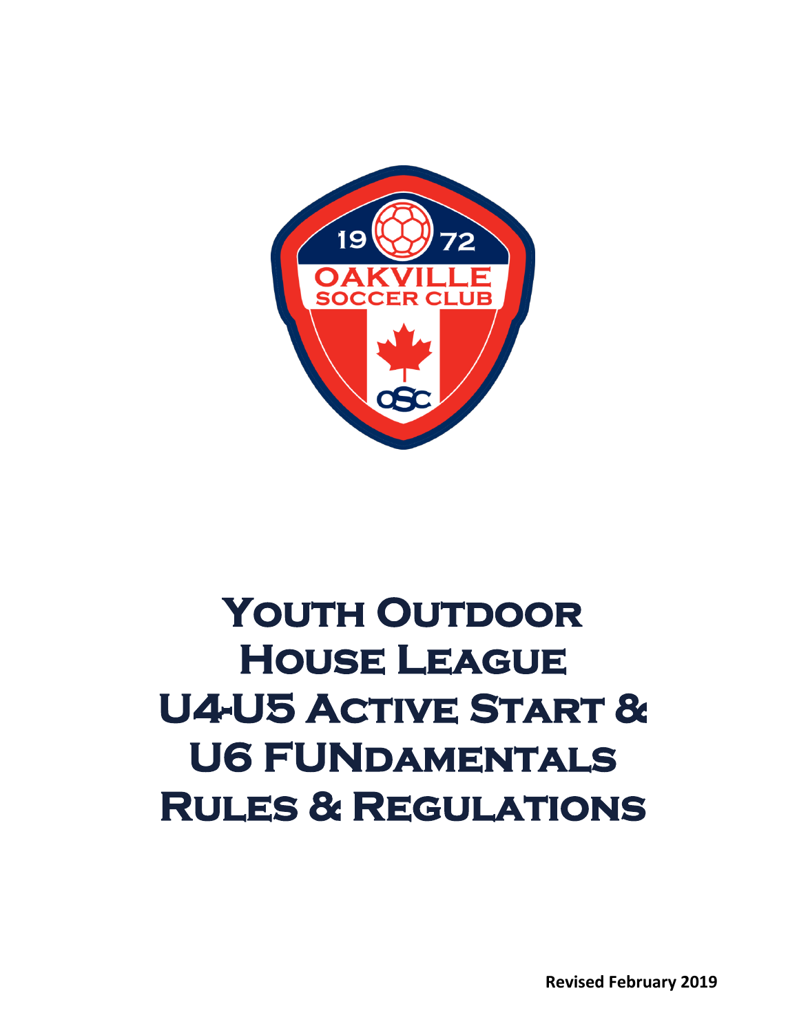# Youth Outdoor House League U4-U5 Active Start & U6 FUNdamentals Rules & Regulations

**Revised February 2019**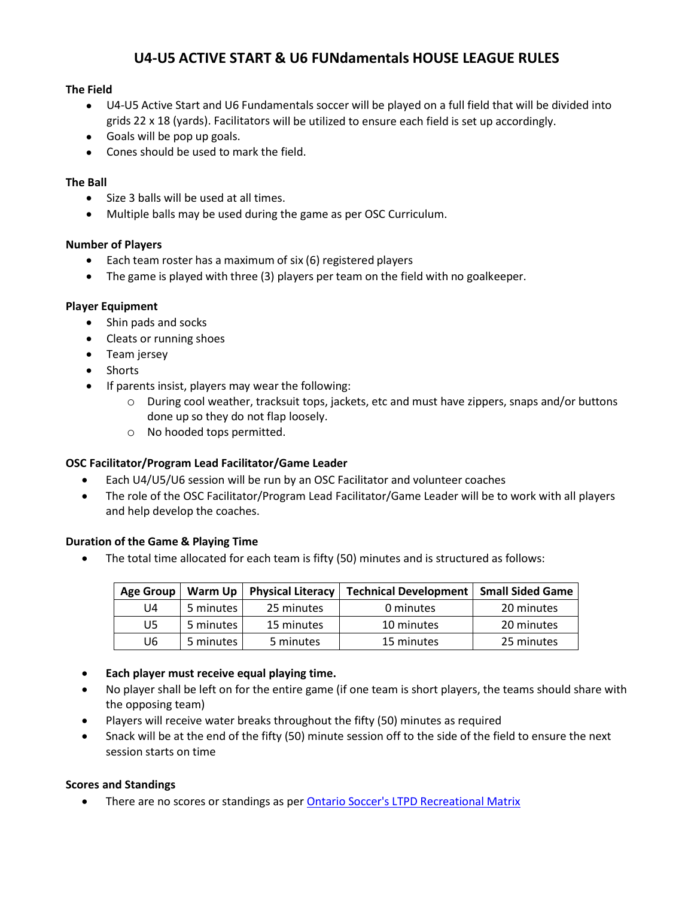# U4-U5 ACTIVE START & U6 FUNdamentals HOUSE LEAGUE RULES

**The Field**

- U4-U5 Active Start and U6 Fundamentals soccer will be played on a full field that will be divided into grids 22 x 18 (yards). Facilitators will be utilized to ensure each field is set up accordingly.
- Goals will be pop up goals.
- Cones should be used to mark the field.

**The Ball**

- Size 3 balls will be used at all times.
- Multiple balls may be used during the game as per OSC Curriculum.

**Number of Players**

- Each team roster has a maximum of six (6) registered players
- The game is played with three (3) players per team on the field with no goalkeeper.

**Player Equipment**

- Shin pads and socks
- Cleats or running shoes
- Team jersey
- Shorts
- If parents insist, players may wear the following:
  - During cool weather, tracksuit tops, jackets, etc and must have zippers, snaps and/or buttons done up so they do not flap loosely.
  - No hooded tops permitted.

**OSC Facilitator/Program Lead Facilitator/Game Leader**

- Each U4/U5/U6 session will be run by an OSC Facilitator and volunteer coaches
- The role of the OSC Facilitator/Program Lead Facilitator/Game Leader will be to work with all players and help develop the coaches.

**Duration of the Game & Playing Time**

- The total time allocated for each team is fifty (50) minutes and is structured as follows:

| Age Group | Warm Up | Physical Literacy | Technical Development | Small Sided Game |
|---|---|---|---|---|
| U4 | 5 minutes | 25 minutes | 0 minutes | 20 minutes |
| U5 | 5 minutes | 15 minutes | 10 minutes | 20 minutes |
| U6 | 5 minutes | 5 minutes | 15 minutes | 25 minutes |

- **Each player must receive equal playing time.**
- No player shall be left on for the entire game (if one team is short players, the teams should share with the opposing team)
- Players will receive water breaks throughout the fifty (50) minutes as required
- Snack will be at the end of the fifty (50) minute session off to the side of the field to ensure the next session starts on time

**Scores and Standings**

- There are no scores or standings as per [Ontario Soccer's LTPD Recreational Matrix]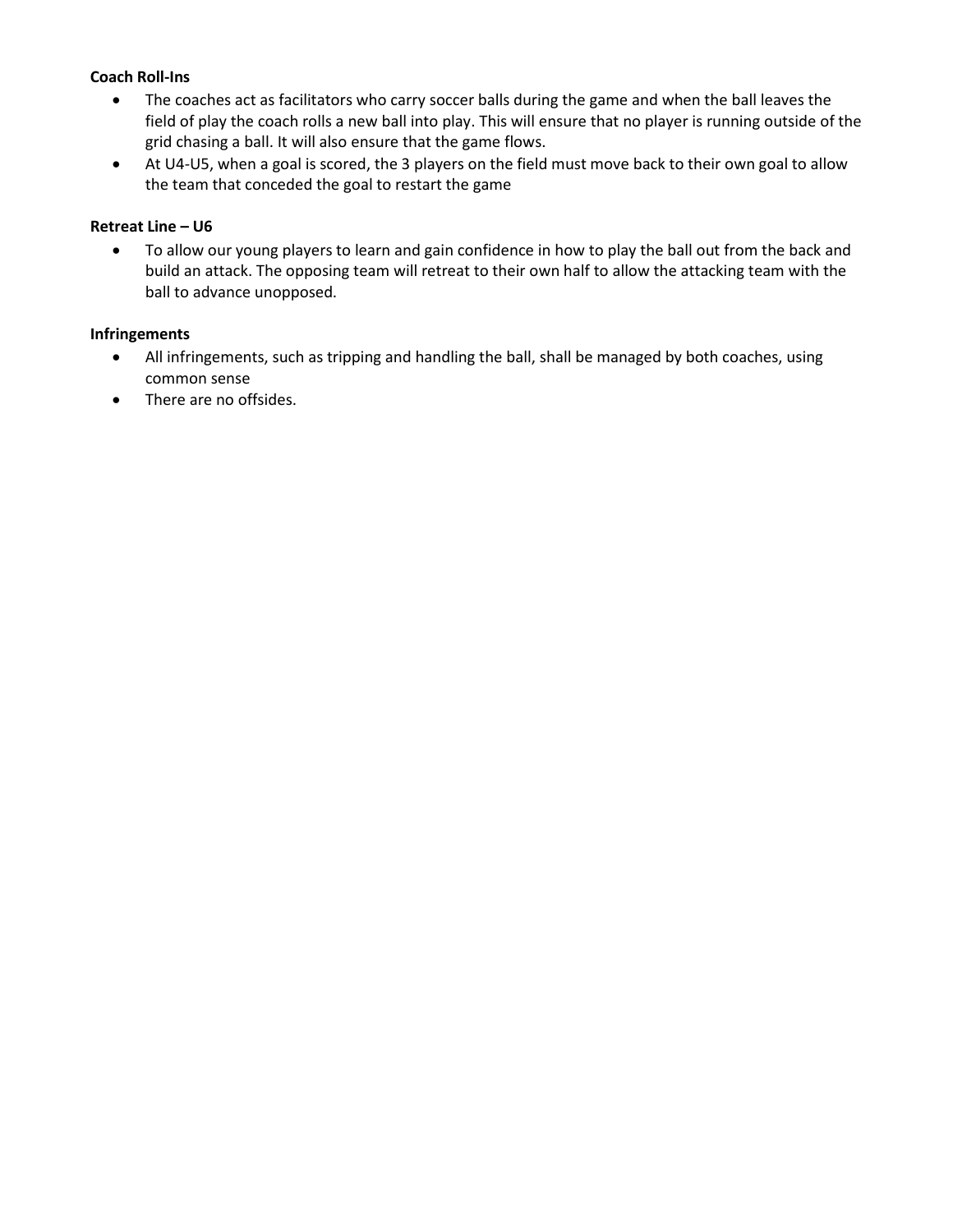**Coach Roll-Ins**

- The coaches act as facilitators who carry soccer balls during the game and when the ball leaves the field of play the coach rolls a new ball into play. This will ensure that no player is running outside of the grid chasing a ball. It will also ensure that the game flows.
- At U4-U5, when a goal is scored, the 3 players on the field must move back to their own goal to allow the team that conceded the goal to restart the game

**Retreat Line – U6**

- To allow our young players to learn and gain confidence in how to play the ball out from the back and build an attack. The opposing team will retreat to their own half to allow the attacking team with the ball to advance unopposed.

**Infringements**

- All infringements, such as tripping and handling the ball, shall be managed by both coaches, using common sense
- There are no offsides.